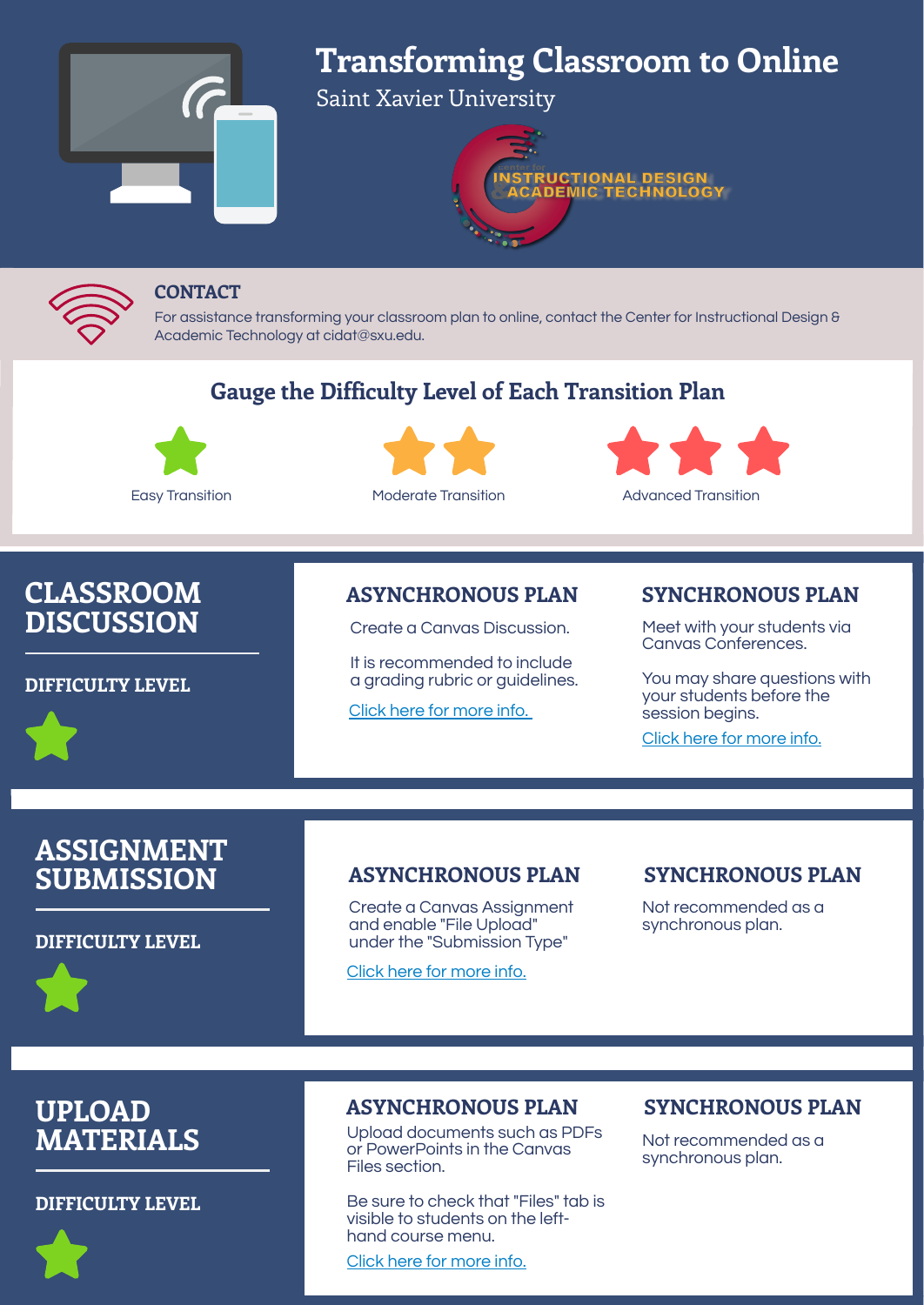# Transforming Classroom to Online

Saint Xavier University

Center for INSTRUCTIONAL DESIGN & ACADEMIC TECHNOLOGY

## CONTACT

For assistance transforming your classroom plan to online, contact the Center for Instructional Design & Academic Technology at cidat@sxu.edu.

## Gauge the Difficulty Level of Each Transition Plan

★ Easy Transition

★★ Moderate Transition

★★★ Advanced Transition

## CLASSROOM DISCUSSION

### DIFFICULTY LEVEL

★

### ASYNCHRONOUS PLAN

Create a Canvas Discussion.

It is recommended to include a grading rubric or guidelines.

Click here for more info.

### SYNCHRONOUS PLAN

Meet with your students via Canvas Conferences.

You may share questions with your students before the session begins.

Click here for more info.

## ASSIGNMENT SUBMISSION

### DIFFICULTY LEVEL

★

### ASYNCHRONOUS PLAN

Create a Canvas Assignment and enable "File Upload" under the "Submission Type"

Click here for more info.

### SYNCHRONOUS PLAN

Not recommended as a synchronous plan.

## UPLOAD MATERIALS

### DIFFICULTY LEVEL

★

### ASYNCHRONOUS PLAN

Upload documents such as PDFs or PowerPoints in the Canvas Files section.

Be sure to check that "Files" tab is visible to students on the left-hand course menu.

Click here for more info.

### SYNCHRONOUS PLAN

Not recommended as a synchronous plan.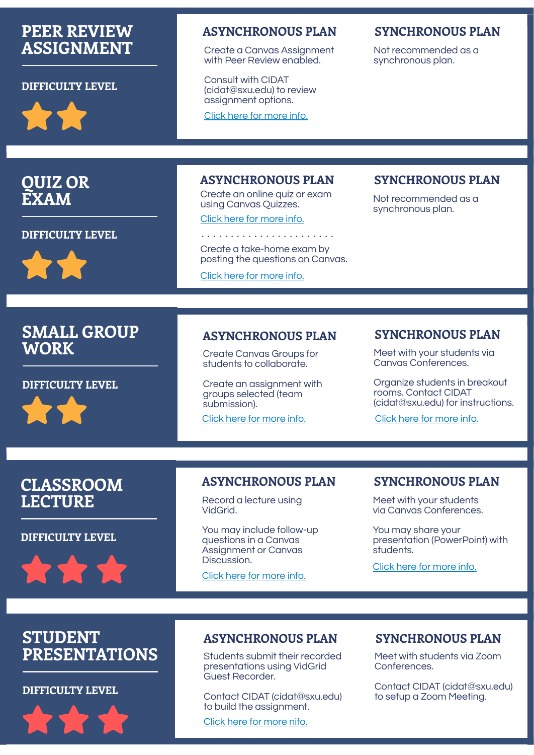## PEER REVIEW ASSIGNMENT

**DIFFICULTY LEVEL**

★★

### ASYNCHRONOUS PLAN

Create a Canvas Assignment with Peer Review enabled.

Consult with CIDAT (cidat@sxu.edu) to review assignment options.

Click here for more info.

### SYNCHRONOUS PLAN

Not recommended as a synchronous plan.

## QUIZ OR EXAM

**DIFFICULTY LEVEL**

★★

### ASYNCHRONOUS PLAN

Create an online quiz or exam using Canvas Quizzes.

Click here for more info.

Create a take-home exam by posting the questions on Canvas.

Click here for more info.

### SYNCHRONOUS PLAN

Not recommended as a synchronous plan.

## SMALL GROUP WORK

**DIFFICULTY LEVEL**

★★

### ASYNCHRONOUS PLAN

Create Canvas Groups for students to collaborate.

Create an assignment with groups selected (team submission).

Click here for more info.

### SYNCHRONOUS PLAN

Meet with your students via Canvas Conferences.

Organize students in breakout rooms. Contact CIDAT (cidat@sxu.edu) for instructions.

Click here for more info.

## CLASSROOM LECTURE

**DIFFICULTY LEVEL**

★★★

### ASYNCHRONOUS PLAN

Record a lecture using VidGrid.

You may include follow-up questions in a Canvas Assignment or Canvas Discussion.

Click here for more info.

### SYNCHRONOUS PLAN

Meet with your students via Canvas Conferences.

You may share your presentation (PowerPoint) with students.

Click here for more info.

## STUDENT PRESENTATIONS

**DIFFICULTY LEVEL**

★★★

### ASYNCHRONOUS PLAN

Students submit their recorded presentations using VidGrid Guest Recorder.

Contact CIDAT (cidat@sxu.edu) to build the assignment.

Click here for more nifo.

### SYNCHRONOUS PLAN

Meet with students via Zoom Conferences.

Contact CIDAT (cidat@sxu.edu) to setup a Zoom Meeting.